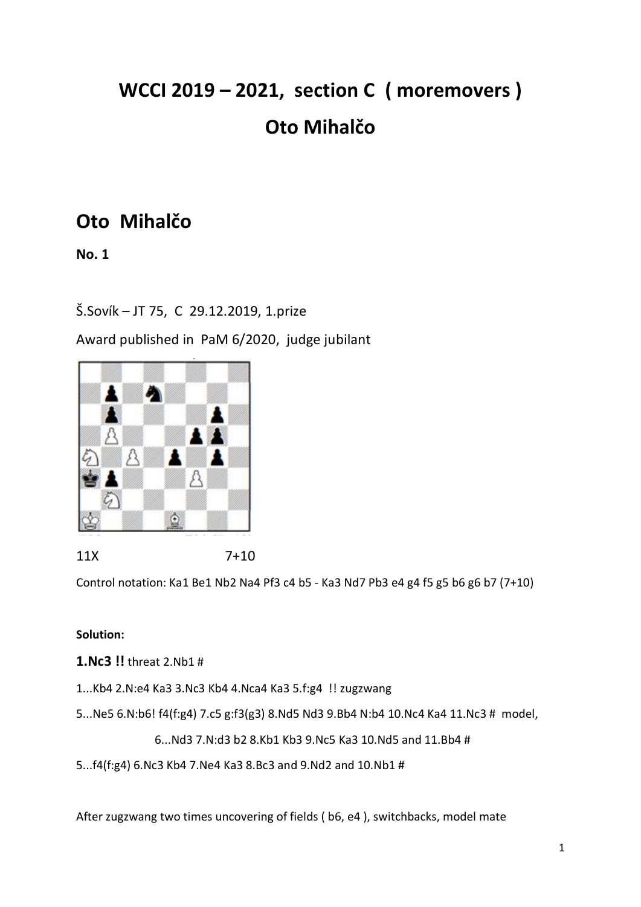# WCCI 2019 – 2021, section C ( moremovers )

# Oto Mihalčo

## Oto Mihalčo

**No. 1**

Š.Sovík – JT 75, C 29.12.2019, 1.prize

Award published in PaM 6/2020, judge jubilant

11X 7+10

Control notation: Ka1 Be1 Nb2 Na4 Pf3 c4 b5 - Ka3 Nd7 Pb3 e4 g4 f5 g5 b6 g6 b7 (7+10)

**Solution:**

**1.Nc3 !!** threat 2.Nb1 #

1...Kb4 2.N:e4 Ka3 3.Nc3 Kb4 4.Nca4 Ka3 5.f:g4 !! zugzwang

5...Ne5 6.N:b6! f4(f:g4) 7.c5 g:f3(g3) 8.Nd5 Nd3 9.Bb4 N:b4 10.Nc4 Ka4 11.Nc3 # model,

6...Nd3 7.N:d3 b2 8.Kb1 Kb3 9.Nc5 Ka3 10.Nd5 and 11.Bb4 #

5...f4(f:g4) 6.Nc3 Kb4 7.Ne4 Ka3 8.Bc3 and 9.Nd2 and 10.Nb1 #

After zugzwang two times uncovering of fields ( b6, e4 ), switchbacks, model mate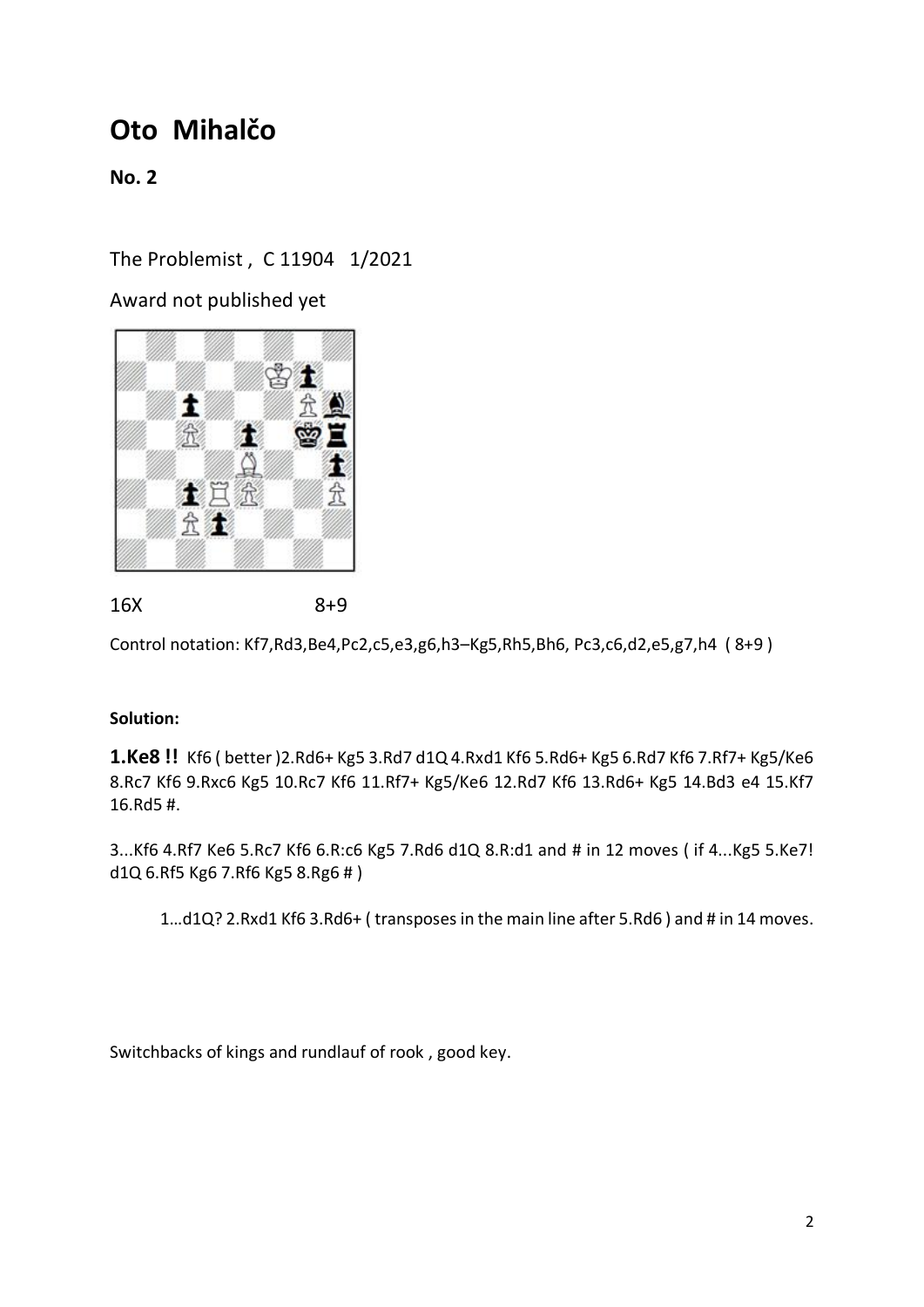# Oto Mihalčo

**No. 2**

The Problemist , C 11904 1/2021

Award not published yet

16X 8+9

Control notation: Kf7,Rd3,Be4,Pc2,c5,e3,g6,h3–Kg5,Rh5,Bh6, Pc3,c6,d2,e5,g7,h4 ( 8+9 )

**Solution:**

**1.Ke8 !!** Kf6 ( better )2.Rd6+ Kg5 3.Rd7 d1Q 4.Rxd1 Kf6 5.Rd6+ Kg5 6.Rd7 Kf6 7.Rf7+ Kg5/Ke6 8.Rc7 Kf6 9.Rxc6 Kg5 10.Rc7 Kf6 11.Rf7+ Kg5/Ke6 12.Rd7 Kf6 13.Rd6+ Kg5 14.Bd3 e4 15.Kf7 16.Rd5 #.

3...Kf6 4.Rf7 Ke6 5.Rc7 Kf6 6.R:c6 Kg5 7.Rd6 d1Q 8.R:d1 and # in 12 moves ( if 4...Kg5 5.Ke7! d1Q 6.Rf5 Kg6 7.Rf6 Kg5 8.Rg6 # )

1…d1Q? 2.Rxd1 Kf6 3.Rd6+ ( transposes in the main line after 5.Rd6 ) and # in 14 moves.

Switchbacks of kings and rundlauf of rook , good key.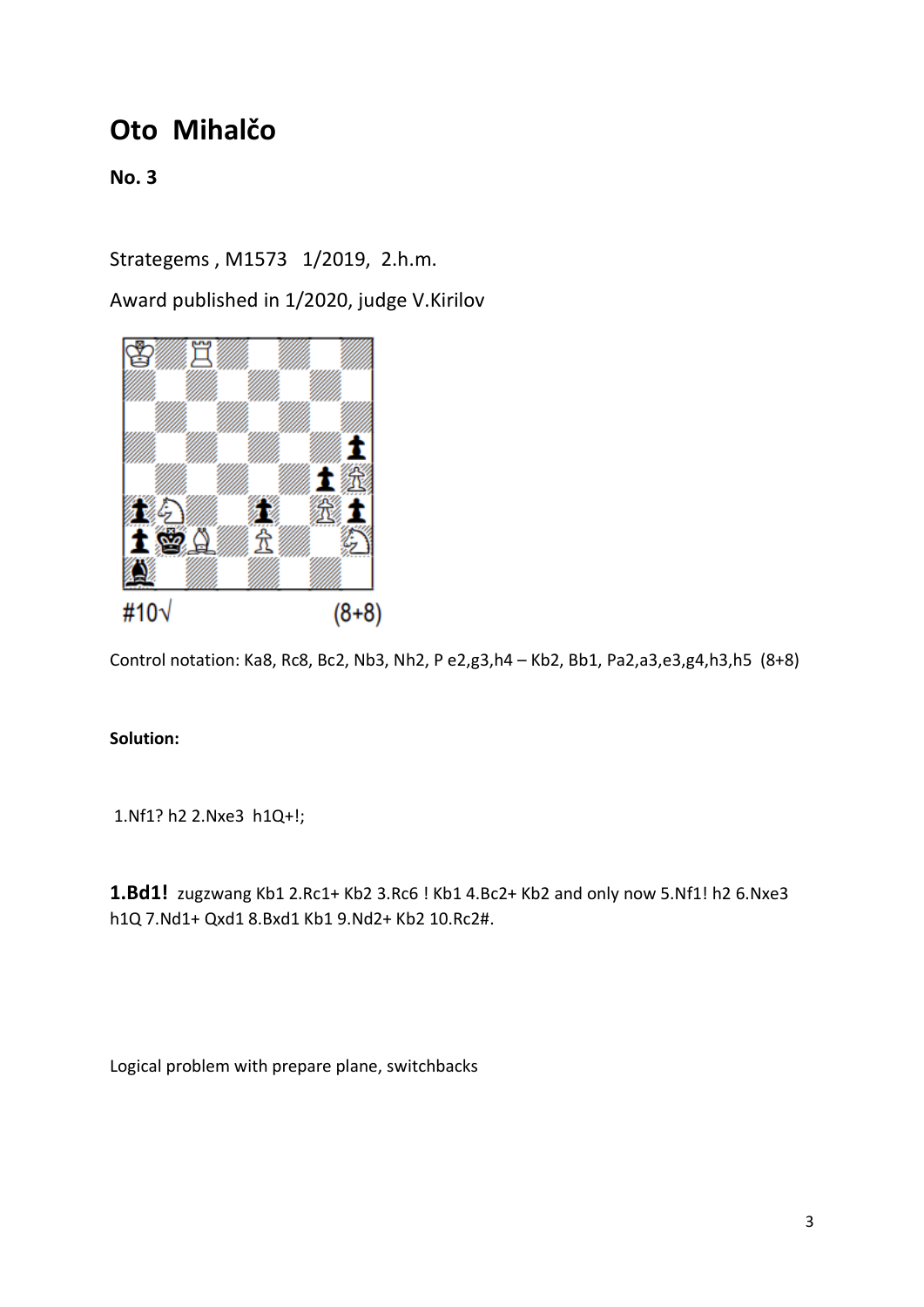# Oto Mihalčo

**No. 3**

Strategems , M1573 1/2019, 2.h.m.

Award published in 1/2020, judge V.Kirilov

#10√ (8+8)

Control notation: Ka8, Rc8, Bc2, Nb3, Nh2, P e2,g3,h4 – Kb2, Bb1, Pa2,a3,e3,g4,h3,h5 (8+8)

**Solution:**

1.Nf1? h2 2.Nxe3 h1Q+!;

**1.Bd1!** zugzwang Kb1 2.Rc1+ Kb2 3.Rc6 ! Kb1 4.Bc2+ Kb2 and only now 5.Nf1! h2 6.Nxe3 h1Q 7.Nd1+ Qxd1 8.Bxd1 Kb1 9.Nd2+ Kb2 10.Rc2#.

Logical problem with prepare plane, switchbacks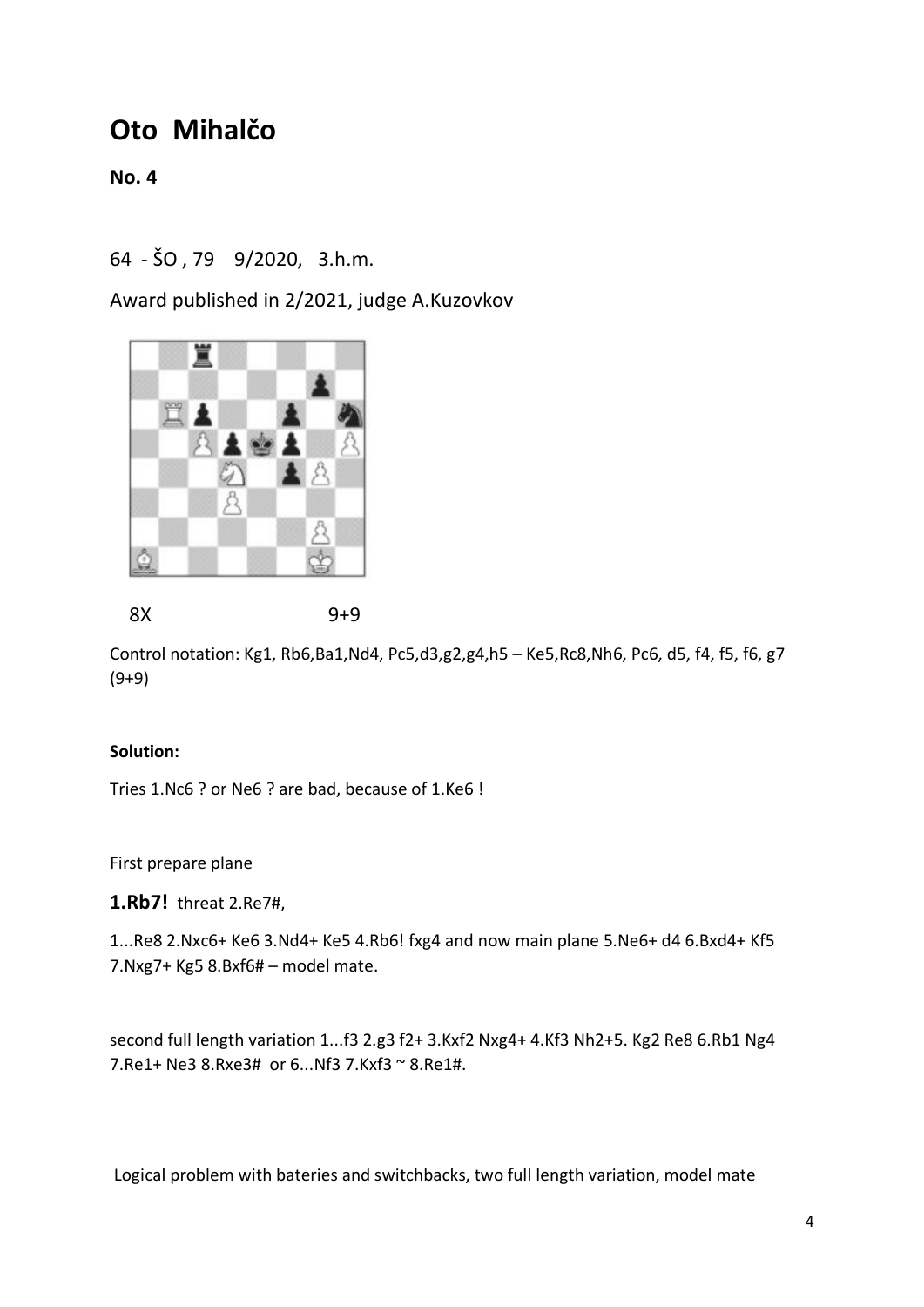# Oto Mihalčo

**No. 4**

64 - ŠO , 79 9/2020, 3.h.m.

Award published in 2/2021, judge A.Kuzovkov

8X 9+9

Control notation: Kg1, Rb6,Ba1,Nd4, Pc5,d3,g2,g4,h5 – Ke5,Rc8,Nh6, Pc6, d5, f4, f5, f6, g7 (9+9)

**Solution:**

Tries 1.Nc6 ? or Ne6 ? are bad, because of 1.Ke6 !

First prepare plane

**1.Rb7!** threat 2.Re7#,

1...Re8 2.Nxc6+ Ke6 3.Nd4+ Ke5 4.Rb6! fxg4 and now main plane 5.Ne6+ d4 6.Bxd4+ Kf5 7.Nxg7+ Kg5 8.Bxf6# – model mate.

second full length variation 1...f3 2.g3 f2+ 3.Kxf2 Nxg4+ 4.Kf3 Nh2+5. Kg2 Re8 6.Rb1 Ng4 7.Re1+ Ne3 8.Rxe3# or 6...Nf3 7.Kxf3 ~ 8.Re1#.

Logical problem with bateries and switchbacks, two full length variation, model mate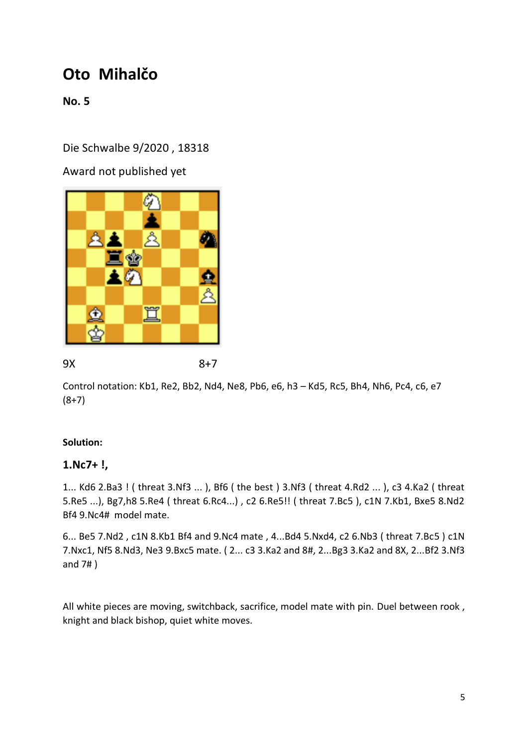# Oto Mihalčo

**No. 5**

Die Schwalbe 9/2020 , 18318

Award not published yet

9X 8+7

Control notation: Kb1, Re2, Bb2, Nd4, Ne8, Pb6, e6, h3 – Kd5, Rc5, Bh4, Nh6, Pc4, c6, e7 (8+7)

**Solution:**

## 1.Nc7+ !,

1... Kd6 2.Ba3 ! ( threat 3.Nf3 ... ), Bf6 ( the best ) 3.Nf3 ( threat 4.Rd2 ... ), c3 4.Ka2 ( threat 5.Re5 ...), Bg7,h8 5.Re4 ( threat 6.Rc4...) , c2 6.Re5!! ( threat 7.Bc5 ), c1N 7.Kb1, Bxe5 8.Nd2 Bf4 9.Nc4# model mate.

6... Be5 7.Nd2 , c1N 8.Kb1 Bf4 and 9.Nc4 mate , 4...Bd4 5.Nxd4, c2 6.Nb3 ( threat 7.Bc5 ) c1N 7.Nxc1, Nf5 8.Nd3, Ne3 9.Bxc5 mate. ( 2... c3 3.Ka2 and 8#, 2...Bg3 3.Ka2 and 8X, 2...Bf2 3.Nf3 and 7# )

All white pieces are moving, switchback, sacrifice, model mate with pin. Duel between rook , knight and black bishop, quiet white moves.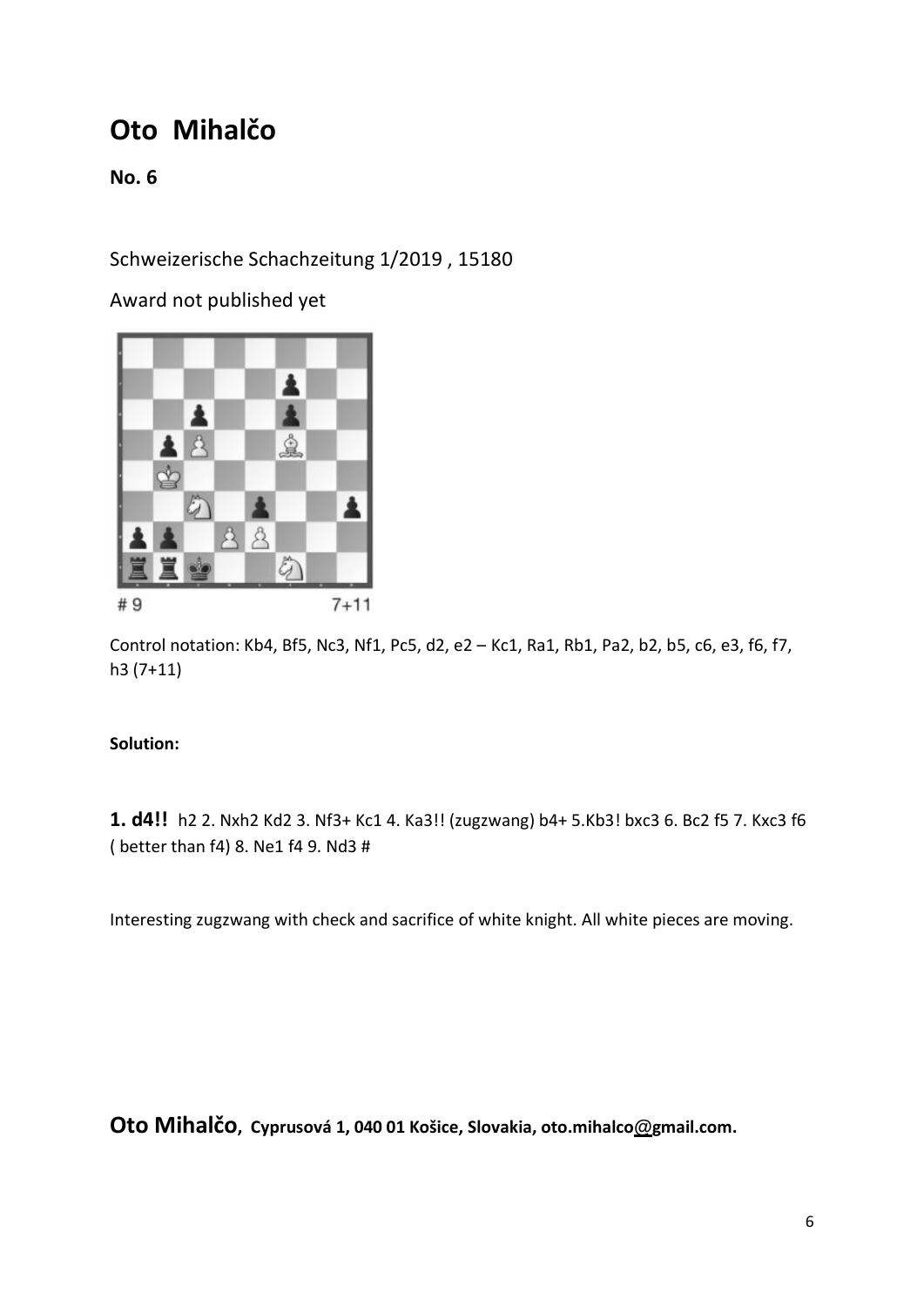# Oto Mihalčo

**No. 6**

Schweizerische Schachzeitung 1/2019 , 15180

Award not published yet

# 9 7+11

Control notation: Kb4, Bf5, Nc3, Nf1, Pc5, d2, e2 – Kc1, Ra1, Rb1, Pa2, b2, b5, c6, e3, f6, f7, h3 (7+11)

**Solution:**

**1. d4!!** h2 2. Nxh2 Kd2 3. Nf3+ Kc1 4. Ka3!! (zugzwang) b4+ 5.Kb3! bxc3 6. Bc2 f5 7. Kxc3 f6 ( better than f4) 8. Ne1 f4 9. Nd3 #

Interesting zugzwang with check and sacrifice of white knight. All white pieces are moving.

**Oto Mihalčo**, **Cyprusová 1, 040 01 Košice, Slovakia, oto.mihalco@gmail.com.**